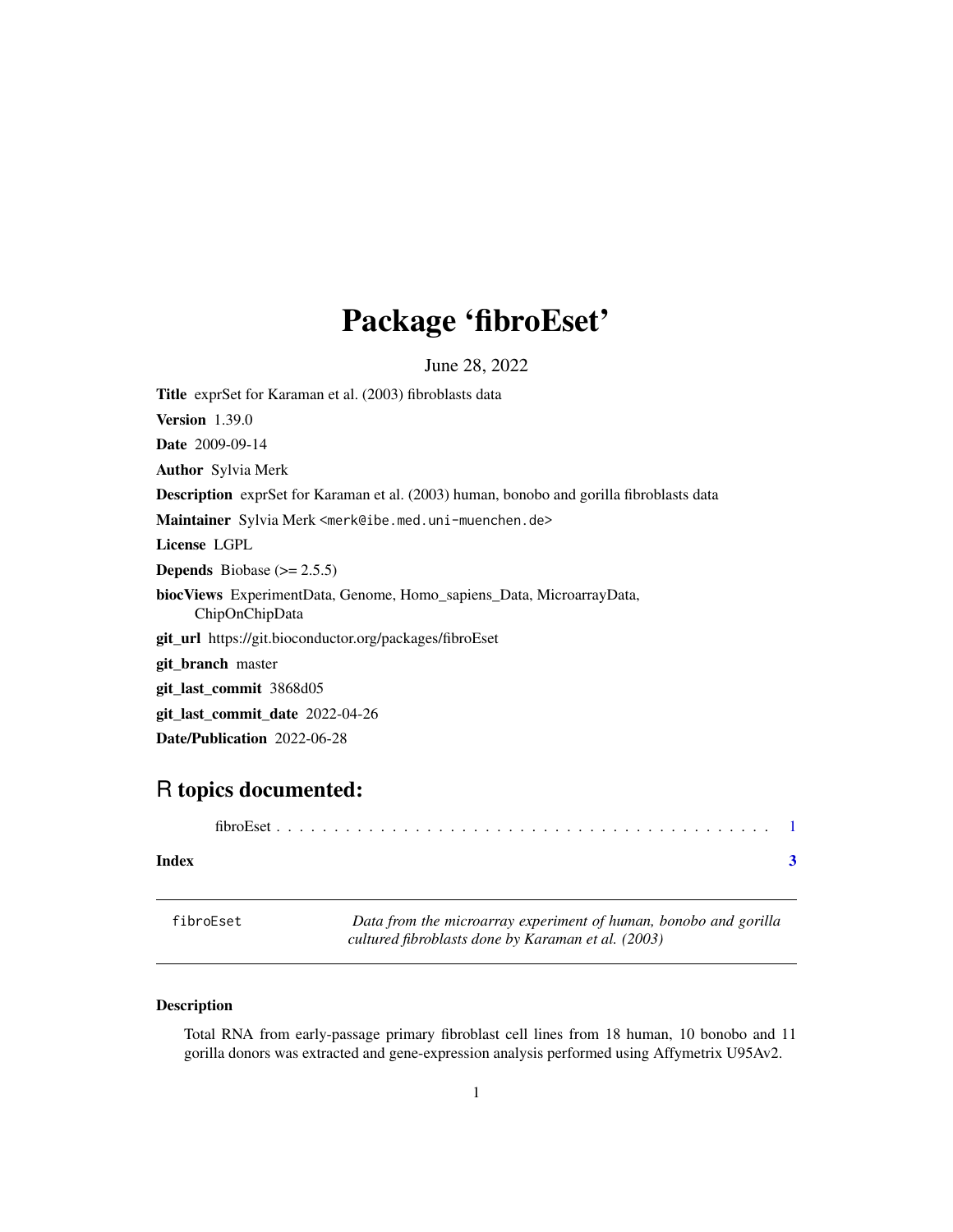# Package 'fibroEset'

June 28, 2022

**Title** exprSet for Karaman et al. (2003) fibroblasts data

**Version** 1.39.0

**Date** 2009-09-14

**Author** Sylvia Merk

**Description** exprSet for Karaman et al. (2003) human, bonobo and gorilla fibroblasts data

**Maintainer** Sylvia Merk <merk@ibe.med.uni-muenchen.de>

**License** LGPL

**Depends** Biobase (>= 2.5.5)

**biocViews** ExperimentData, Genome, Homo_sapiens_Data, MicroarrayData, ChipOnChipData

**git_url** https://git.bioconductor.org/packages/fibroEset

**git_branch** master

**git_last_commit** 3868d05

**git_last_commit_date** 2022-04-26

**Date/Publication** 2022-06-28

## R topics documented:

fibroEset . . . . . . . . . . . . . . . . . . . . . . . . . . . . . . . . . . . . . . . . . . 1

**Index** **3**

---

fibroEset *Data from the microarray experiment of human, bonobo and gorilla cultured fibroblasts done by Karaman et al. (2003)*

---

### Description

Total RNA from early-passage primary fibroblast cell lines from 18 human, 10 bonobo and 11 gorilla donors was extracted and gene-expression analysis performed using Affymetrix U95Av2.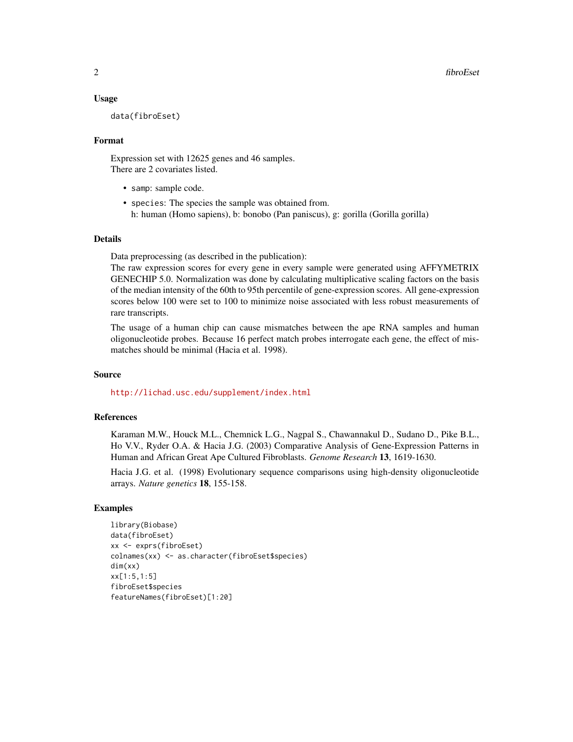## Usage

```
data(fibroEset)
```

## Format

Expression set with 12625 genes and 46 samples.
There are 2 covariates listed.

- `samp`: sample code.
- `species`: The species the sample was obtained from.
  h: human (Homo sapiens), b: bonobo (Pan paniscus), g: gorilla (Gorilla gorilla)

## Details

Data preprocessing (as described in the publication):
The raw expression scores for every gene in every sample were generated using AFFYMETRIX GENECHIP 5.0. Normalization was done by calculating multiplicative scaling factors on the basis of the median intensity of the 60th to 95th percentile of gene-expression scores. All gene-expression scores below 100 were set to 100 to minimize noise associated with less robust measurements of rare transcripts.

The usage of a human chip can cause mismatches between the ape RNA samples and human oligonucleotide probes. Because 16 perfect match probes interrogate each gene, the effect of mismatches should be minimal (Hacia et al. 1998).

## Source

http://lichad.usc.edu/supplement/index.html

## References

Karaman M.W., Houck M.L., Chemnick L.G., Nagpal S., Chawannakul D., Sudano D., Pike B.L., Ho V.V., Ryder O.A. & Hacia J.G. (2003) Comparative Analysis of Gene-Expression Patterns in Human and African Great Ape Cultured Fibroblasts. *Genome Research* **13**, 1619-1630.

Hacia J.G. et al. (1998) Evolutionary sequence comparisons using high-density oligonucleotide arrays. *Nature genetics* **18**, 155-158.

## Examples

```
library(Biobase)
data(fibroEset)
xx <- exprs(fibroEset)
colnames(xx) <- as.character(fibroEset$species)
dim(xx)
xx[1:5,1:5]
fibroEset$species
featureNames(fibroEset)[1:20]
```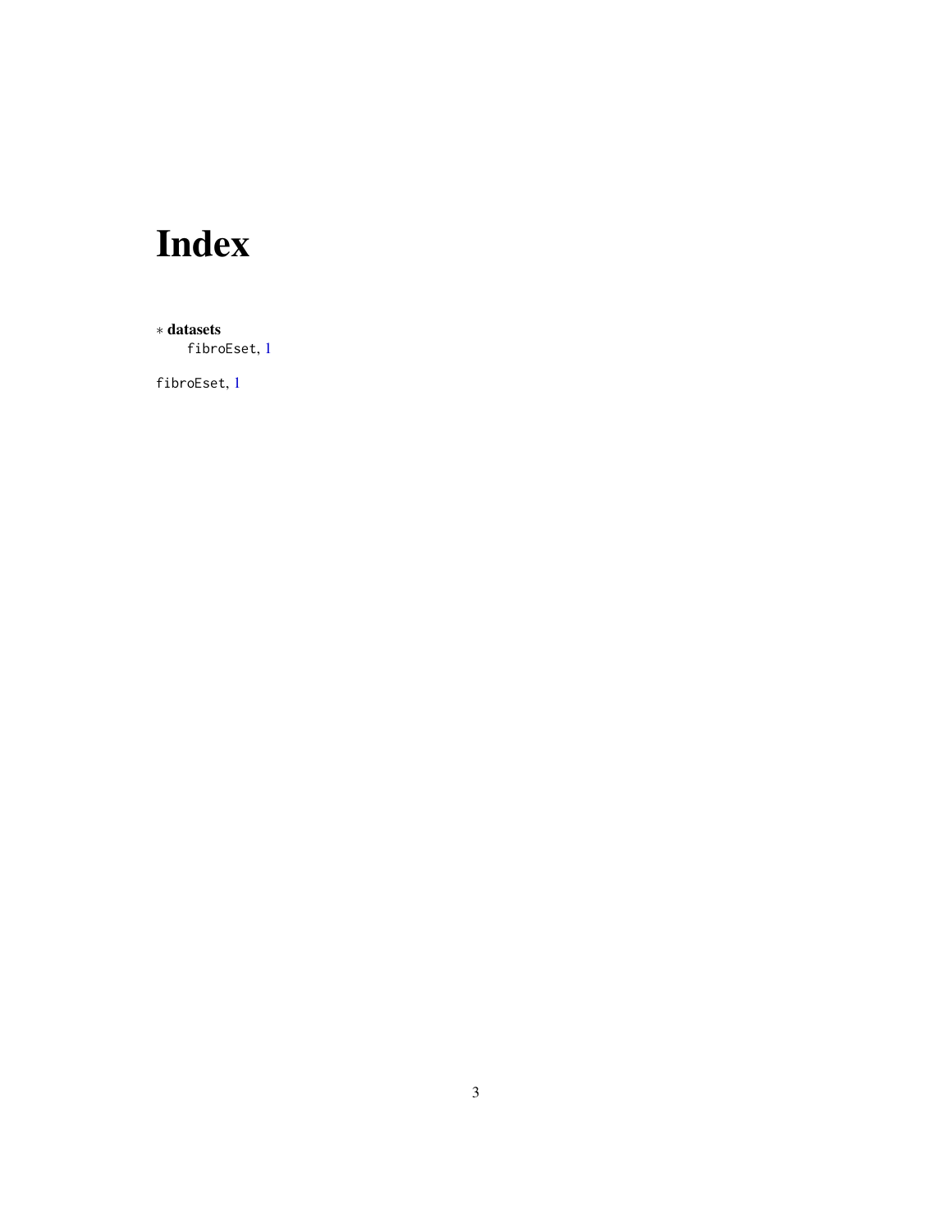# Index

∗ **datasets**
    fibroEset, 1

fibroEset, 1